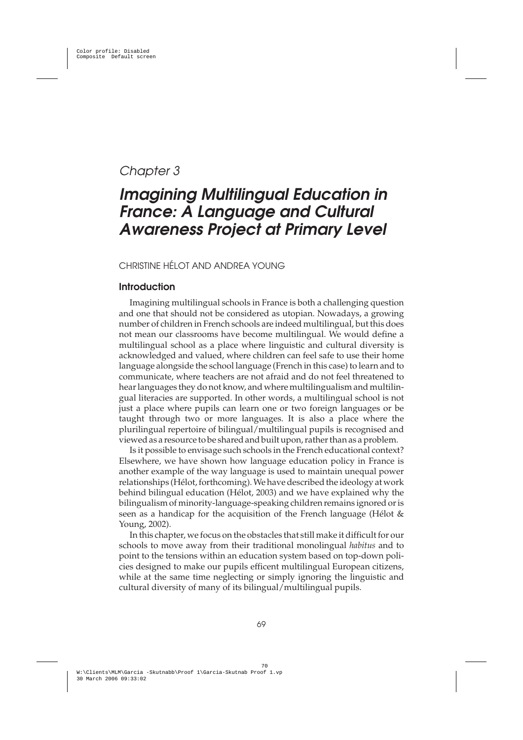Chapter 3

# Imagining Multilingual Education in France: A Language and Cultural Awareness Project at Primary Level

CHRISTINE HÉLOT AND ANDREA YOUNG

## Introduction

Imagining multilingual schools in France is both a challenging question and one that should not be considered as utopian. Nowadays, a growing number of children in French schools are indeed multilingual, but this does not mean our classrooms have become multilingual. We would define a multilingual school as a place where linguistic and cultural diversity is acknowledged and valued, where children can feel safe to use their home language alongside the school language (French in this case) to learn and to communicate, where teachers are not afraid and do not feel threatened to hear languages they do not know, and where multilingualism and multilingual literacies are supported. In other words, a multilingual school is not just a place where pupils can learn one or two foreign languages or be taught through two or more languages. It is also a place where the plurilingual repertoire of bilingual/multilingual pupils is recognised and viewed as a resource to be shared and built upon, rather than as a problem.

Is it possible to envisage such schools in the French educational context? Elsewhere, we have shown how language education policy in France is another example of the way language is used to maintain unequal power relationships (Hélot, forthcoming). We have described the ideology at work behind bilingual education (Hélot, 2003) and we have explained why the bilingualism of minority-language-speaking children remains ignored or is seen as a handicap for the acquisition of the French language (Hélot & Young, 2002).

In this chapter, we focus on the obstacles that still make it difficult for our schools to move away from their traditional monolingual *habitus* and to point to the tensions within an education system based on top-down policies designed to make our pupils efficent multilingual European citizens, while at the same time neglecting or simply ignoring the linguistic and cultural diversity of many of its bilingual/multilingual pupils.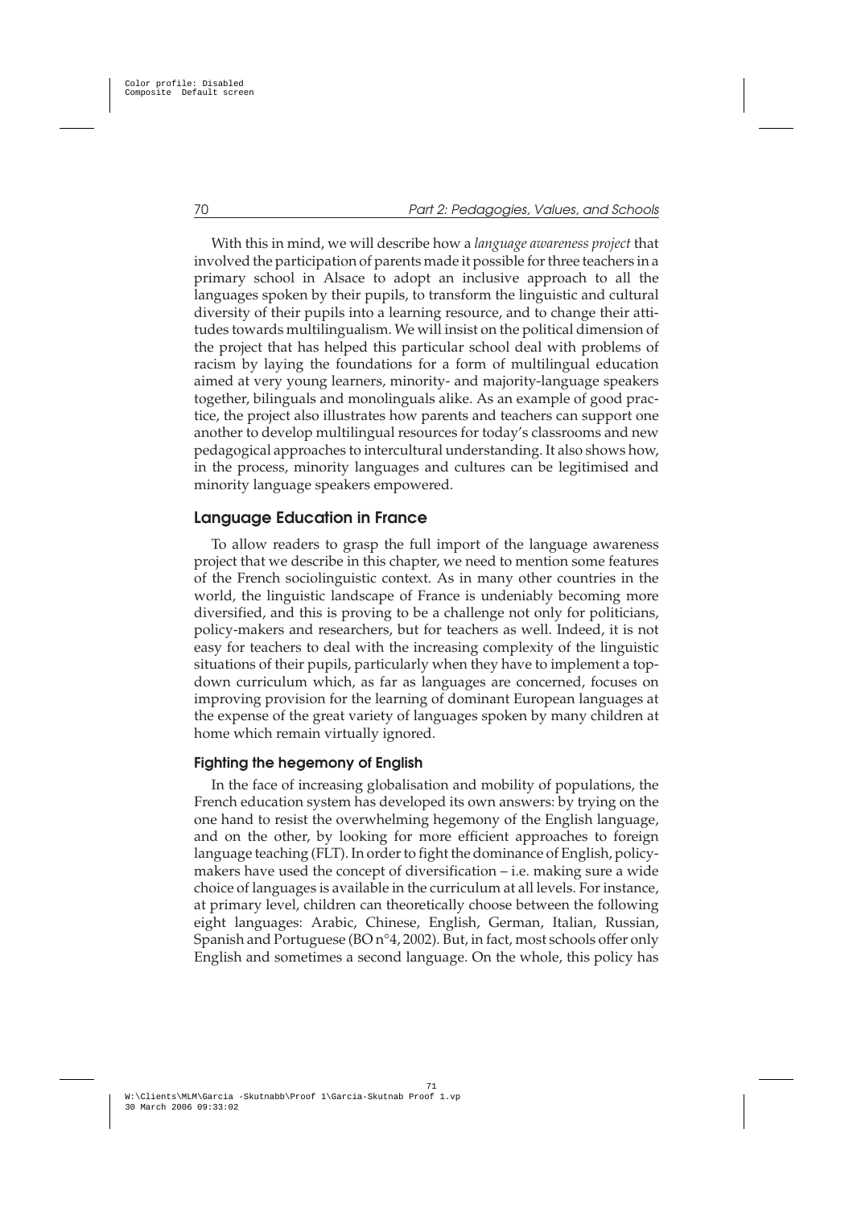With this in mind, we will describe how a *language awareness project* that involved the participation of parents made it possible for three teachers in a primary school in Alsace to adopt an inclusive approach to all the languages spoken by their pupils, to transform the linguistic and cultural diversity of their pupils into a learning resource, and to change their attitudes towards multilingualism. We will insist on the political dimension of the project that has helped this particular school deal with problems of racism by laying the foundations for a form of multilingual education aimed at very young learners, minority- and majority-language speakers together, bilinguals and monolinguals alike. As an example of good practice, the project also illustrates how parents and teachers can support one another to develop multilingual resources for today's classrooms and new pedagogical approaches to intercultural understanding. It also shows how, in the process, minority languages and cultures can be legitimised and minority language speakers empowered.

## Language Education in France

To allow readers to grasp the full import of the language awareness project that we describe in this chapter, we need to mention some features of the French sociolinguistic context. As in many other countries in the world, the linguistic landscape of France is undeniably becoming more diversified, and this is proving to be a challenge not only for politicians, policy-makers and researchers, but for teachers as well. Indeed, it is not easy for teachers to deal with the increasing complexity of the linguistic situations of their pupils, particularly when they have to implement a top-down curriculum which, as far as languages are concerned, focuses on improving provision for the learning of dominant European languages at the expense of the great variety of languages spoken by many children at home which remain virtually ignored.

### Fighting the hegemony of English

In the face of increasing globalisation and mobility of populations, the French education system has developed its own answers: by trying on the one hand to resist the overwhelming hegemony of the English language, and on the other, by looking for more efficient approaches to foreign language teaching (FLT). In order to fight the dominance of English, policy-makers have used the concept of diversification – i.e. making sure a wide choice of languages is available in the curriculum at all levels. For instance, at primary level, children can theoretically choose between the following eight languages: Arabic, Chinese, English, German, Italian, Russian, Spanish and Portuguese (BO n°4, 2002). But, in fact, most schools offer only English and sometimes a second language. On the whole, this policy has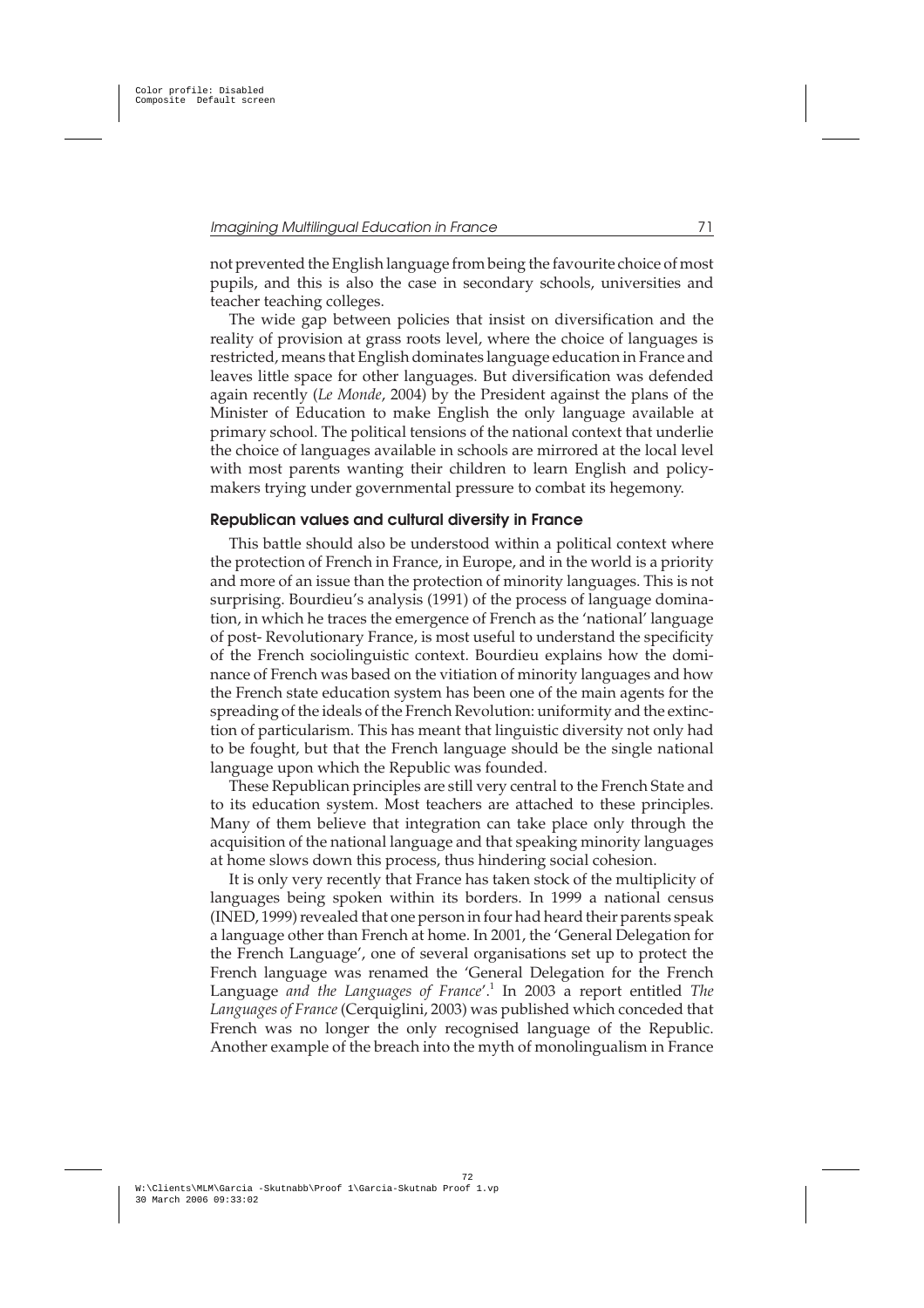not prevented the English language from being the favourite choice of most pupils, and this is also the case in secondary schools, universities and teacher teaching colleges.

The wide gap between policies that insist on diversification and the reality of provision at grass roots level, where the choice of languages is restricted, means that English dominates language education in France and leaves little space for other languages. But diversification was defended again recently (*Le Monde*, 2004) by the President against the plans of the Minister of Education to make English the only language available at primary school. The political tensions of the national context that underlie the choice of languages available in schools are mirrored at the local level with most parents wanting their children to learn English and policy-makers trying under governmental pressure to combat its hegemony.

### Republican values and cultural diversity in France

This battle should also be understood within a political context where the protection of French in France, in Europe, and in the world is a priority and more of an issue than the protection of minority languages. This is not surprising. Bourdieu's analysis (1991) of the process of language domination, in which he traces the emergence of French as the 'national' language of post- Revolutionary France, is most useful to understand the specificity of the French sociolinguistic context. Bourdieu explains how the dominance of French was based on the vitiation of minority languages and how the French state education system has been one of the main agents for the spreading of the ideals of the French Revolution: uniformity and the extinction of particularism. This has meant that linguistic diversity not only had to be fought, but that the French language should be the single national language upon which the Republic was founded.

These Republican principles are still very central to the French State and to its education system. Most teachers are attached to these principles. Many of them believe that integration can take place only through the acquisition of the national language and that speaking minority languages at home slows down this process, thus hindering social cohesion.

It is only very recently that France has taken stock of the multiplicity of languages being spoken within its borders. In 1999 a national census (INED, 1999) revealed that one person in four had heard their parents speak a language other than French at home. In 2001, the 'General Delegation for the French Language', one of several organisations set up to protect the French language was renamed the 'General Delegation for the French Language *and the Languages of France*'.[1] In 2003 a report entitled *The Languages of France* (Cerquiglini, 2003) was published which conceded that French was no longer the only recognised language of the Republic. Another example of the breach into the myth of monolingualism in France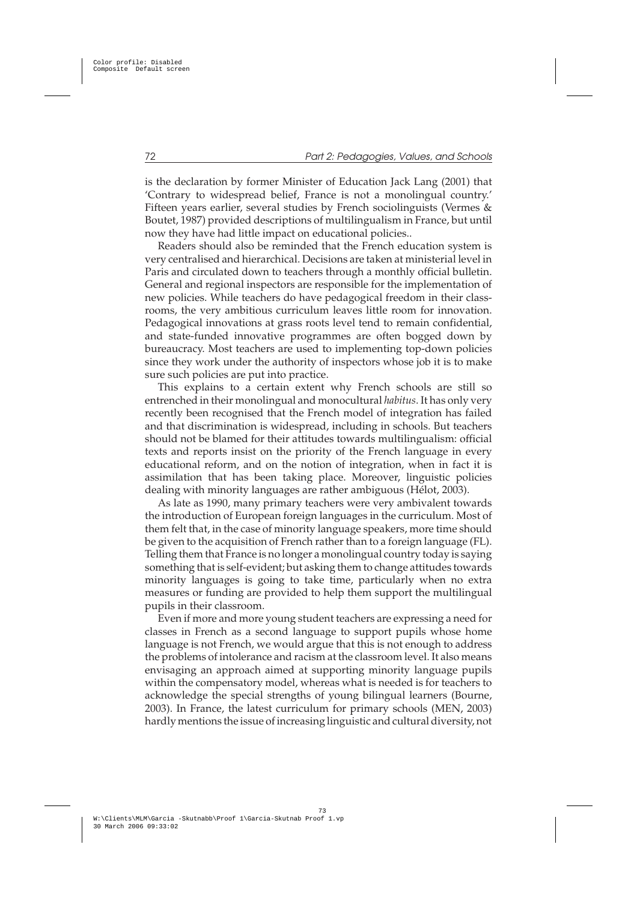is the declaration by former Minister of Education Jack Lang (2001) that 'Contrary to widespread belief, France is not a monolingual country.' Fifteen years earlier, several studies by French sociolinguists (Vermes & Boutet, 1987) provided descriptions of multilingualism in France, but until now they have had little impact on educational policies..

Readers should also be reminded that the French education system is very centralised and hierarchical. Decisions are taken at ministerial level in Paris and circulated down to teachers through a monthly official bulletin. General and regional inspectors are responsible for the implementation of new policies. While teachers do have pedagogical freedom in their classrooms, the very ambitious curriculum leaves little room for innovation. Pedagogical innovations at grass roots level tend to remain confidential, and state-funded innovative programmes are often bogged down by bureaucracy. Most teachers are used to implementing top-down policies since they work under the authority of inspectors whose job it is to make sure such policies are put into practice.

This explains to a certain extent why French schools are still so entrenched in their monolingual and monocultural *habitus*. It has only very recently been recognised that the French model of integration has failed and that discrimination is widespread, including in schools. But teachers should not be blamed for their attitudes towards multilingualism: official texts and reports insist on the priority of the French language in every educational reform, and on the notion of integration, when in fact it is assimilation that has been taking place. Moreover, linguistic policies dealing with minority languages are rather ambiguous (Hélot, 2003).

As late as 1990, many primary teachers were very ambivalent towards the introduction of European foreign languages in the curriculum. Most of them felt that, in the case of minority language speakers, more time should be given to the acquisition of French rather than to a foreign language (FL). Telling them that France is no longer a monolingual country today is saying something that is self-evident; but asking them to change attitudes towards minority languages is going to take time, particularly when no extra measures or funding are provided to help them support the multilingual pupils in their classroom.

Even if more and more young student teachers are expressing a need for classes in French as a second language to support pupils whose home language is not French, we would argue that this is not enough to address the problems of intolerance and racism at the classroom level. It also means envisaging an approach aimed at supporting minority language pupils within the compensatory model, whereas what is needed is for teachers to acknowledge the special strengths of young bilingual learners (Bourne, 2003). In France, the latest curriculum for primary schools (MEN, 2003) hardly mentions the issue of increasing linguistic and cultural diversity, not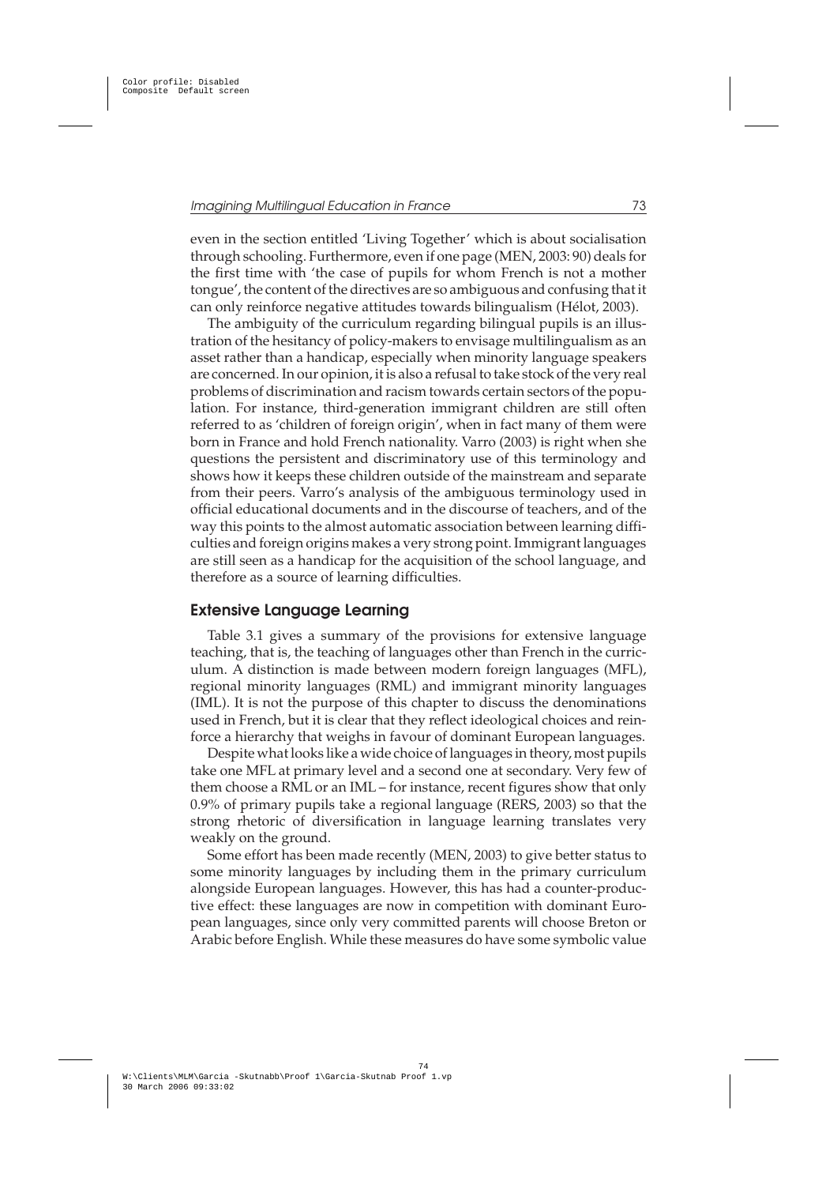even in the section entitled 'Living Together' which is about socialisation through schooling. Furthermore, even if one page (MEN, 2003: 90) deals for the first time with 'the case of pupils for whom French is not a mother tongue', the content of the directives are so ambiguous and confusing that it can only reinforce negative attitudes towards bilingualism (Hélot, 2003).

The ambiguity of the curriculum regarding bilingual pupils is an illustration of the hesitancy of policy-makers to envisage multilingualism as an asset rather than a handicap, especially when minority language speakers are concerned. In our opinion, it is also a refusal to take stock of the very real problems of discrimination and racism towards certain sectors of the population. For instance, third-generation immigrant children are still often referred to as 'children of foreign origin', when in fact many of them were born in France and hold French nationality. Varro (2003) is right when she questions the persistent and discriminatory use of this terminology and shows how it keeps these children outside of the mainstream and separate from their peers. Varro's analysis of the ambiguous terminology used in official educational documents and in the discourse of teachers, and of the way this points to the almost automatic association between learning difficulties and foreign origins makes a very strong point. Immigrant languages are still seen as a handicap for the acquisition of the school language, and therefore as a source of learning difficulties.

## Extensive Language Learning

Table 3.1 gives a summary of the provisions for extensive language teaching, that is, the teaching of languages other than French in the curriculum. A distinction is made between modern foreign languages (MFL), regional minority languages (RML) and immigrant minority languages (IML). It is not the purpose of this chapter to discuss the denominations used in French, but it is clear that they reflect ideological choices and reinforce a hierarchy that weighs in favour of dominant European languages.

Despite what looks like a wide choice of languages in theory, most pupils take one MFL at primary level and a second one at secondary. Very few of them choose a RML or an IML – for instance, recent figures show that only 0.9% of primary pupils take a regional language (RERS, 2003) so that the strong rhetoric of diversification in language learning translates very weakly on the ground.

Some effort has been made recently (MEN, 2003) to give better status to some minority languages by including them in the primary curriculum alongside European languages. However, this has had a counter-productive effect: these languages are now in competition with dominant European languages, since only very committed parents will choose Breton or Arabic before English. While these measures do have some symbolic value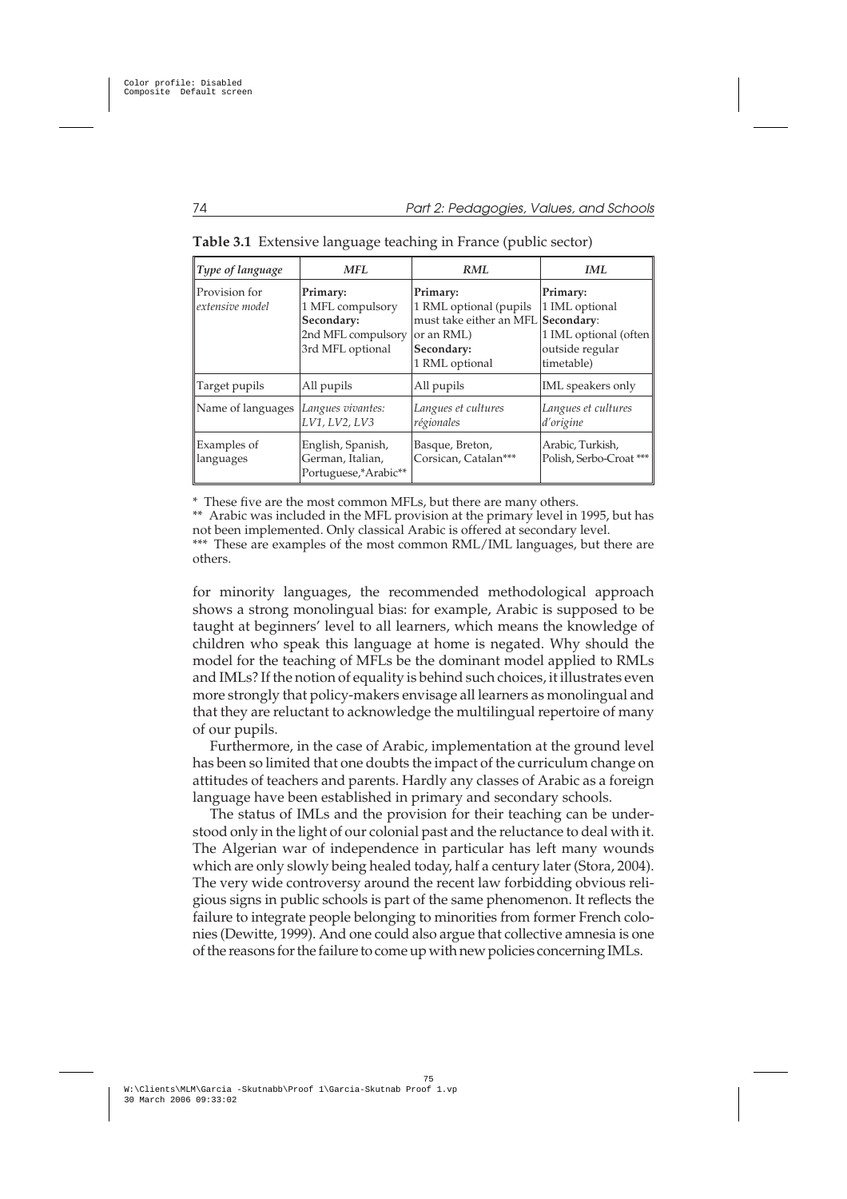**Table 3.1** Extensive language teaching in France (public sector)

| *Type of language* | *MFL* | *RML* | *IML* |
|---|---|---|---|
| Provision for *extensive model* | **Primary:** 1 MFL compulsory **Secondary:** 2nd MFL compulsory 3rd MFL optional | **Primary:** 1 RML optional (pupils must take either an MFL or an RML) **Secondary:** 1 RML optional | **Primary:** 1 IML optional **Secondary**: 1 IML optional (often outside regular timetable) |
| Target pupils | All pupils | All pupils | IML speakers only |
| Name of languages | *Langues vivantes: LV1, LV2, LV3* | *Langues et cultures régionales* | *Langues et cultures d'origine* |
| Examples of languages | English, Spanish, German, Italian, Portuguese,*Arabic** | Basque, Breton, Corsican, Catalan*** | Arabic, Turkish, Polish, Serbo-Croat *** |

\* These five are the most common MFLs, but there are many others.

** Arabic was included in the MFL provision at the primary level in 1995, but has not been implemented. Only classical Arabic is offered at secondary level.

*** These are examples of the most common RML/IML languages, but there are others.

for minority languages, the recommended methodological approach shows a strong monolingual bias: for example, Arabic is supposed to be taught at beginners' level to all learners, which means the knowledge of children who speak this language at home is negated. Why should the model for the teaching of MFLs be the dominant model applied to RMLs and IMLs? If the notion of equality is behind such choices, it illustrates even more strongly that policy-makers envisage all learners as monolingual and that they are reluctant to acknowledge the multilingual repertoire of many of our pupils.

Furthermore, in the case of Arabic, implementation at the ground level has been so limited that one doubts the impact of the curriculum change on attitudes of teachers and parents. Hardly any classes of Arabic as a foreign language have been established in primary and secondary schools.

The status of IMLs and the provision for their teaching can be understood only in the light of our colonial past and the reluctance to deal with it. The Algerian war of independence in particular has left many wounds which are only slowly being healed today, half a century later (Stora, 2004). The very wide controversy around the recent law forbidding obvious religious signs in public schools is part of the same phenomenon. It reflects the failure to integrate people belonging to minorities from former French colonies (Dewitte, 1999). And one could also argue that collective amnesia is one of the reasons for the failure to come up with new policies concerning IMLs.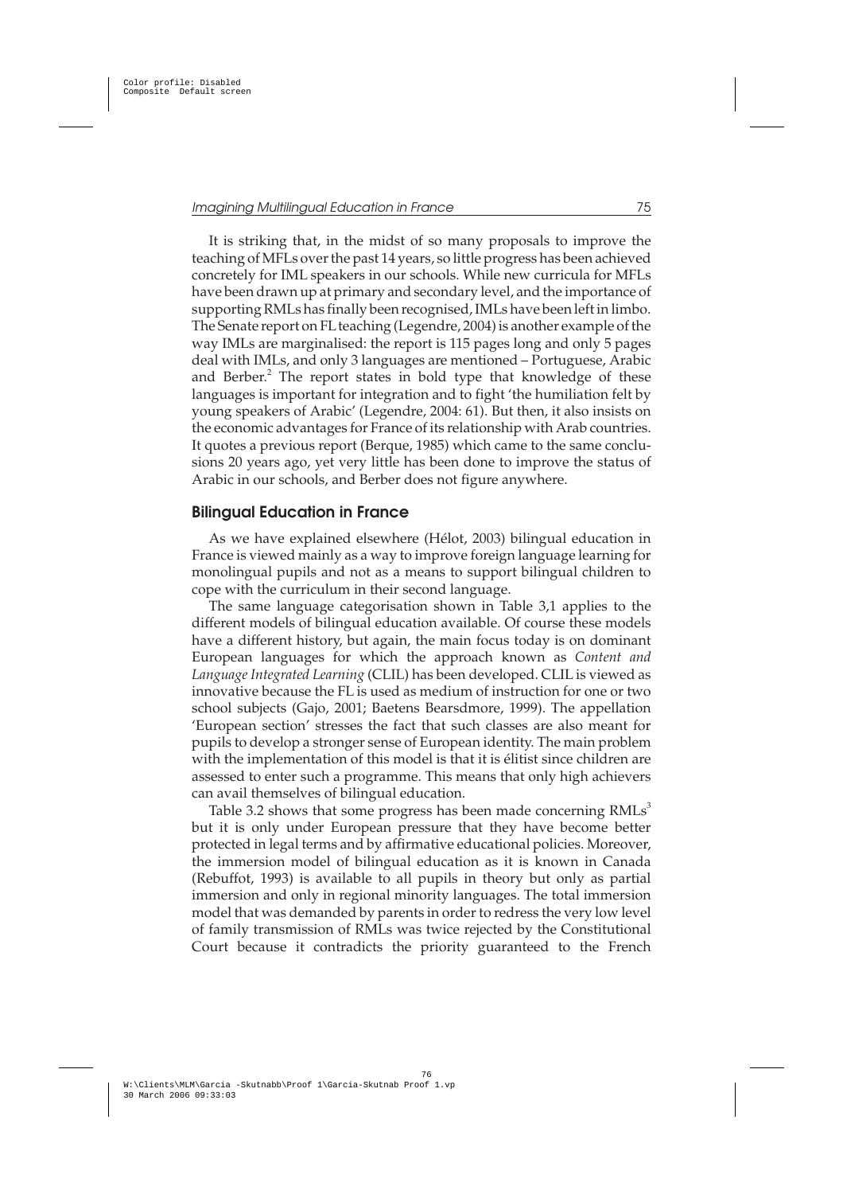It is striking that, in the midst of so many proposals to improve the teaching of MFLs over the past 14 years, so little progress has been achieved concretely for IML speakers in our schools. While new curricula for MFLs have been drawn up at primary and secondary level, and the importance of supporting RMLs has finally been recognised, IMLs have been left in limbo. The Senate report on FL teaching (Legendre, 2004) is another example of the way IMLs are marginalised: the report is 115 pages long and only 5 pages deal with IMLs, and only 3 languages are mentioned – Portuguese, Arabic and Berber.[2] The report states in bold type that knowledge of these languages is important for integration and to fight 'the humiliation felt by young speakers of Arabic' (Legendre, 2004: 61). But then, it also insists on the economic advantages for France of its relationship with Arab countries. It quotes a previous report (Berque, 1985) which came to the same conclusions 20 years ago, yet very little has been done to improve the status of Arabic in our schools, and Berber does not figure anywhere.

## Bilingual Education in France

As we have explained elsewhere (Hélot, 2003) bilingual education in France is viewed mainly as a way to improve foreign language learning for monolingual pupils and not as a means to support bilingual children to cope with the curriculum in their second language.

The same language categorisation shown in Table 3,1 applies to the different models of bilingual education available. Of course these models have a different history, but again, the main focus today is on dominant European languages for which the approach known as *Content and Language Integrated Learning* (CLIL) has been developed. CLIL is viewed as innovative because the FL is used as medium of instruction for one or two school subjects (Gajo, 2001; Baetens Bearsdmore, 1999). The appellation 'European section' stresses the fact that such classes are also meant for pupils to develop a stronger sense of European identity. The main problem with the implementation of this model is that it is élitist since children are assessed to enter such a programme. This means that only high achievers can avail themselves of bilingual education.

Table 3.2 shows that some progress has been made concerning RMLs[3] but it is only under European pressure that they have become better protected in legal terms and by affirmative educational policies. Moreover, the immersion model of bilingual education as it is known in Canada (Rebuffot, 1993) is available to all pupils in theory but only as partial immersion and only in regional minority languages. The total immersion model that was demanded by parents in order to redress the very low level of family transmission of RMLs was twice rejected by the Constitutional Court because it contradicts the priority guaranteed to the French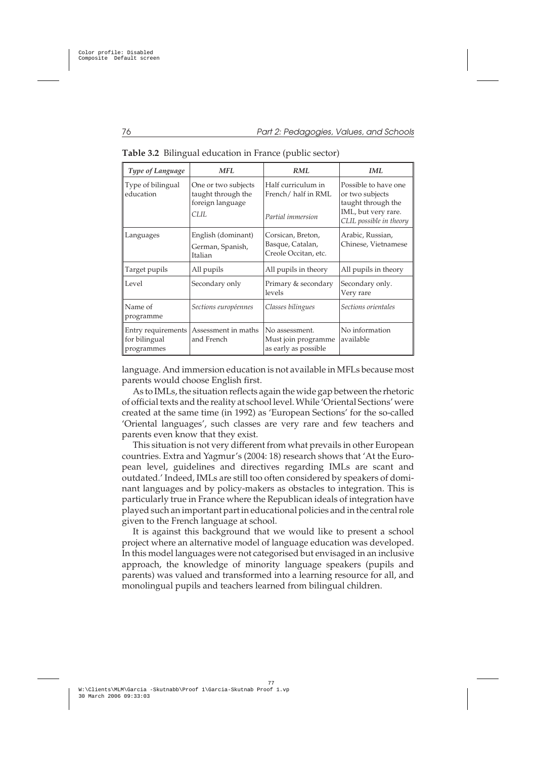**Table 3.2** Bilingual education in France (public sector)

| *Type of Language* | *MFL* | *RML* | *IML* |
|---|---|---|---|
| Type of bilingual education | One or two subjects taught through the foreign language *CLIL* | Half curriculum in French/ half in RML *Partial immersion* | Possible to have one or two subjects taught through the IML, but very rare. *CLIL possible in theory* |
| Languages | English (dominant) German, Spanish, Italian | Corsican, Breton, Basque, Catalan, Creole Occitan, etc. | Arabic, Russian, Chinese, Vietnamese |
| Target pupils | All pupils | All pupils in theory | All pupils in theory |
| Level | Secondary only | Primary & secondary levels | Secondary only. Very rare |
| Name of programme | *Sections européennes* | *Classes bilingues* | *Sections orientales* |
| Entry requirements for bilingual programmes | Assessment in maths and French | No assessment. Must join programme as early as possible | No information available |

language. And immersion education is not available in MFLs because most parents would choose English first.

As to IMLs, the situation reflects again the wide gap between the rhetoric of official texts and the reality at school level. While 'Oriental Sections' were created at the same time (in 1992) as 'European Sections' for the so-called 'Oriental languages', such classes are very rare and few teachers and parents even know that they exist.

This situation is not very different from what prevails in other European countries. Extra and Yagmur's (2004: 18) research shows that 'At the European level, guidelines and directives regarding IMLs are scant and outdated.' Indeed, IMLs are still too often considered by speakers of dominant languages and by policy-makers as obstacles to integration. This is particularly true in France where the Republican ideals of integration have played such an important part in educational policies and in the central role given to the French language at school.

It is against this background that we would like to present a school project where an alternative model of language education was developed. In this model languages were not categorised but envisaged in an inclusive approach, the knowledge of minority language speakers (pupils and parents) was valued and transformed into a learning resource for all, and monolingual pupils and teachers learned from bilingual children.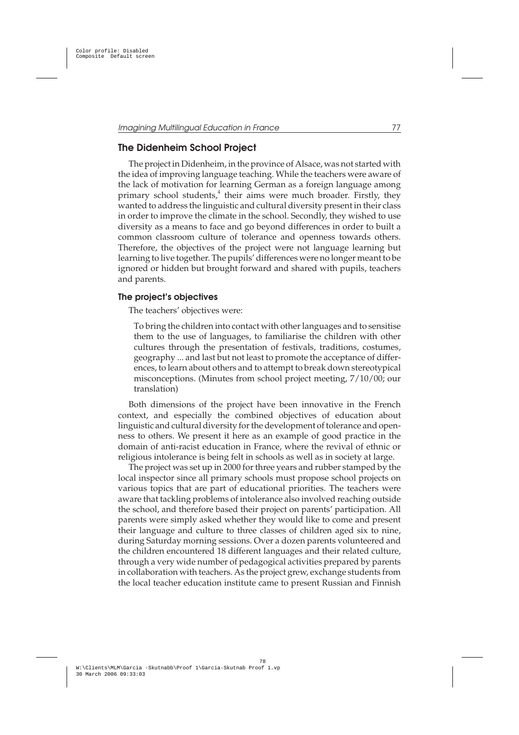## The Didenheim School Project

The project in Didenheim, in the province of Alsace, was not started with the idea of improving language teaching. While the teachers were aware of the lack of motivation for learning German as a foreign language among primary school students,[4] their aims were much broader. Firstly, they wanted to address the linguistic and cultural diversity present in their class in order to improve the climate in the school. Secondly, they wished to use diversity as a means to face and go beyond differences in order to built a common classroom culture of tolerance and openness towards others. Therefore, the objectives of the project were not language learning but learning to live together. The pupils' differences were no longer meant to be ignored or hidden but brought forward and shared with pupils, teachers and parents.

### The project's objectives

The teachers' objectives were:

> To bring the children into contact with other languages and to sensitise them to the use of languages, to familiarise the children with other cultures through the presentation of festivals, traditions, costumes, geography ... and last but not least to promote the acceptance of differences, to learn about others and to attempt to break down stereotypical misconceptions. (Minutes from school project meeting, 7/10/00; our translation)

Both dimensions of the project have been innovative in the French context, and especially the combined objectives of education about linguistic and cultural diversity for the development of tolerance and openness to others. We present it here as an example of good practice in the domain of anti-racist education in France, where the revival of ethnic or religious intolerance is being felt in schools as well as in society at large.

The project was set up in 2000 for three years and rubber stamped by the local inspector since all primary schools must propose school projects on various topics that are part of educational priorities. The teachers were aware that tackling problems of intolerance also involved reaching outside the school, and therefore based their project on parents' participation. All parents were simply asked whether they would like to come and present their language and culture to three classes of children aged six to nine, during Saturday morning sessions. Over a dozen parents volunteered and the children encountered 18 different languages and their related culture, through a very wide number of pedagogical activities prepared by parents in collaboration with teachers. As the project grew, exchange students from the local teacher education institute came to present Russian and Finnish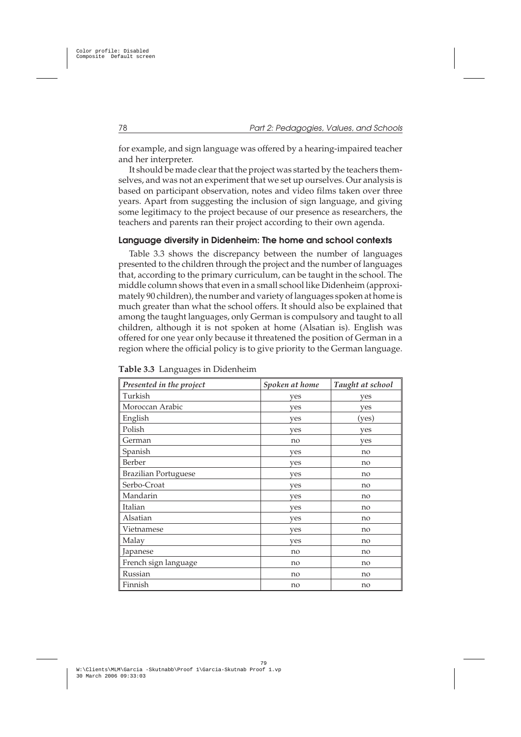for example, and sign language was offered by a hearing-impaired teacher and her interpreter.

It should be made clear that the project was started by the teachers themselves, and was not an experiment that we set up ourselves. Our analysis is based on participant observation, notes and video films taken over three years. Apart from suggesting the inclusion of sign language, and giving some legitimacy to the project because of our presence as researchers, the teachers and parents ran their project according to their own agenda.

### Language diversity in Didenheim: The home and school contexts

Table 3.3 shows the discrepancy between the number of languages presented to the children through the project and the number of languages that, according to the primary curriculum, can be taught in the school. The middle column shows that even in a small school like Didenheim (approximately 90 children), the number and variety of languages spoken at home is much greater than what the school offers. It should also be explained that among the taught languages, only German is compulsory and taught to all children, although it is not spoken at home (Alsatian is). English was offered for one year only because it threatened the position of German in a region where the official policy is to give priority to the German language.

**Table 3.3** Languages in Didenheim

| *Presented in the project* | *Spoken at home* | *Taught at school* |
|---|---|---|
| Turkish | yes | yes |
| Moroccan Arabic | yes | yes |
| English | yes | (yes) |
| Polish | yes | yes |
| German | no | yes |
| Spanish | yes | no |
| Berber | yes | no |
| Brazilian Portuguese | yes | no |
| Serbo-Croat | yes | no |
| Mandarin | yes | no |
| Italian | yes | no |
| Alsatian | yes | no |
| Vietnamese | yes | no |
| Malay | yes | no |
| Japanese | no | no |
| French sign language | no | no |
| Russian | no | no |
| Finnish | no | no |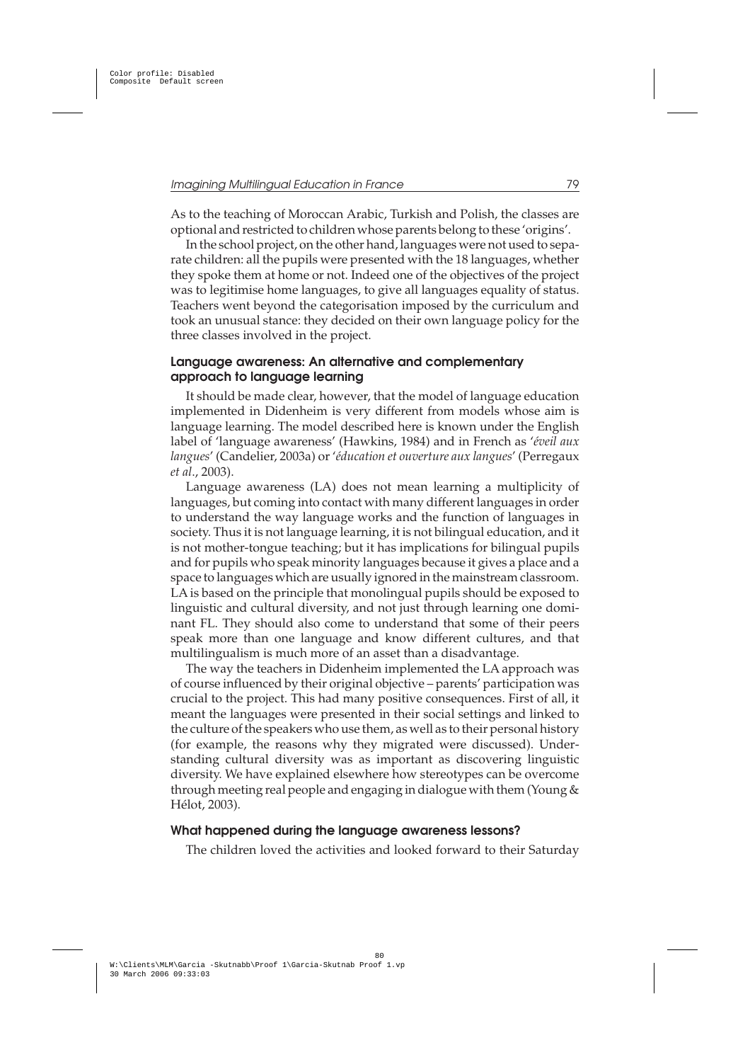As to the teaching of Moroccan Arabic, Turkish and Polish, the classes are optional and restricted to children whose parents belong to these 'origins'.

In the school project, on the other hand, languages were not used to separate children: all the pupils were presented with the 18 languages, whether they spoke them at home or not. Indeed one of the objectives of the project was to legitimise home languages, to give all languages equality of status. Teachers went beyond the categorisation imposed by the curriculum and took an unusual stance: they decided on their own language policy for the three classes involved in the project.

### Language awareness: An alternative and complementary approach to language learning

It should be made clear, however, that the model of language education implemented in Didenheim is very different from models whose aim is language learning. The model described here is known under the English label of 'language awareness' (Hawkins, 1984) and in French as '*éveil aux langues*' (Candelier, 2003a) or '*éducation et ouverture aux langues*' (Perregaux *et al*., 2003).

Language awareness (LA) does not mean learning a multiplicity of languages, but coming into contact with many different languages in order to understand the way language works and the function of languages in society. Thus it is not language learning, it is not bilingual education, and it is not mother-tongue teaching; but it has implications for bilingual pupils and for pupils who speak minority languages because it gives a place and a space to languages which are usually ignored in the mainstream classroom. LA is based on the principle that monolingual pupils should be exposed to linguistic and cultural diversity, and not just through learning one dominant FL. They should also come to understand that some of their peers speak more than one language and know different cultures, and that multilingualism is much more of an asset than a disadvantage.

The way the teachers in Didenheim implemented the LA approach was of course influenced by their original objective – parents' participation was crucial to the project. This had many positive consequences. First of all, it meant the languages were presented in their social settings and linked to the culture of the speakers who use them, as well as to their personal history (for example, the reasons why they migrated were discussed). Understanding cultural diversity was as important as discovering linguistic diversity. We have explained elsewhere how stereotypes can be overcome through meeting real people and engaging in dialogue with them (Young & Hélot, 2003).

### What happened during the language awareness lessons?

The children loved the activities and looked forward to their Saturday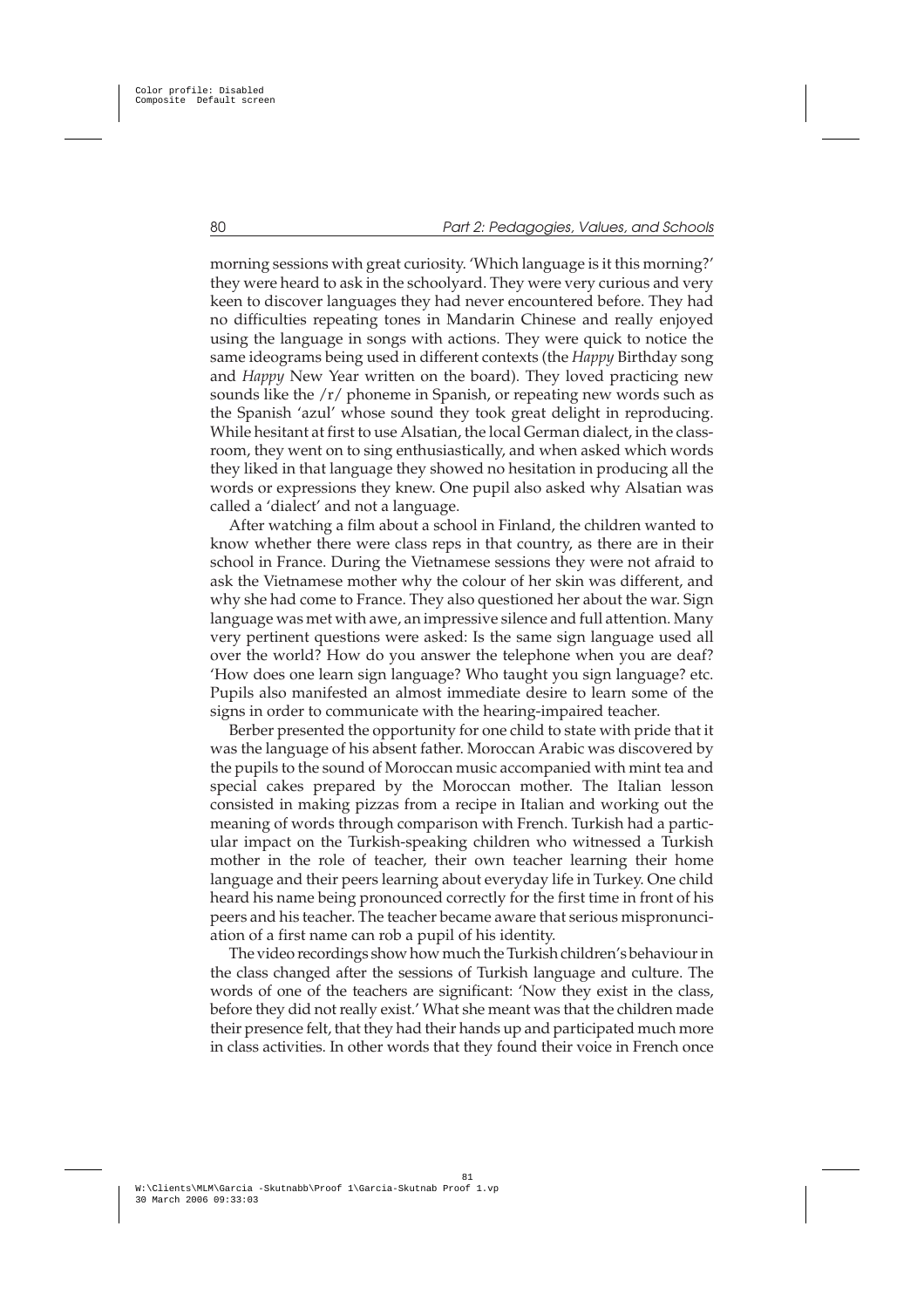morning sessions with great curiosity. 'Which language is it this morning?' they were heard to ask in the schoolyard. They were very curious and very keen to discover languages they had never encountered before. They had no difficulties repeating tones in Mandarin Chinese and really enjoyed using the language in songs with actions. They were quick to notice the same ideograms being used in different contexts (the *Happy* Birthday song and *Happy* New Year written on the board). They loved practicing new sounds like the /r/ phoneme in Spanish, or repeating new words such as the Spanish 'azul' whose sound they took great delight in reproducing. While hesitant at first to use Alsatian, the local German dialect, in the classroom, they went on to sing enthusiastically, and when asked which words they liked in that language they showed no hesitation in producing all the words or expressions they knew. One pupil also asked why Alsatian was called a 'dialect' and not a language.

After watching a film about a school in Finland, the children wanted to know whether there were class reps in that country, as there are in their school in France. During the Vietnamese sessions they were not afraid to ask the Vietnamese mother why the colour of her skin was different, and why she had come to France. They also questioned her about the war. Sign language was met with awe, an impressive silence and full attention. Many very pertinent questions were asked: Is the same sign language used all over the world? How do you answer the telephone when you are deaf? 'How does one learn sign language? Who taught you sign language? etc. Pupils also manifested an almost immediate desire to learn some of the signs in order to communicate with the hearing-impaired teacher.

Berber presented the opportunity for one child to state with pride that it was the language of his absent father. Moroccan Arabic was discovered by the pupils to the sound of Moroccan music accompanied with mint tea and special cakes prepared by the Moroccan mother. The Italian lesson consisted in making pizzas from a recipe in Italian and working out the meaning of words through comparison with French. Turkish had a particular impact on the Turkish-speaking children who witnessed a Turkish mother in the role of teacher, their own teacher learning their home language and their peers learning about everyday life in Turkey. One child heard his name being pronounced correctly for the first time in front of his peers and his teacher. The teacher became aware that serious mispronunciation of a first name can rob a pupil of his identity.

The video recordings show how much the Turkish children's behaviour in the class changed after the sessions of Turkish language and culture. The words of one of the teachers are significant: 'Now they exist in the class, before they did not really exist.' What she meant was that the children made their presence felt, that they had their hands up and participated much more in class activities. In other words that they found their voice in French once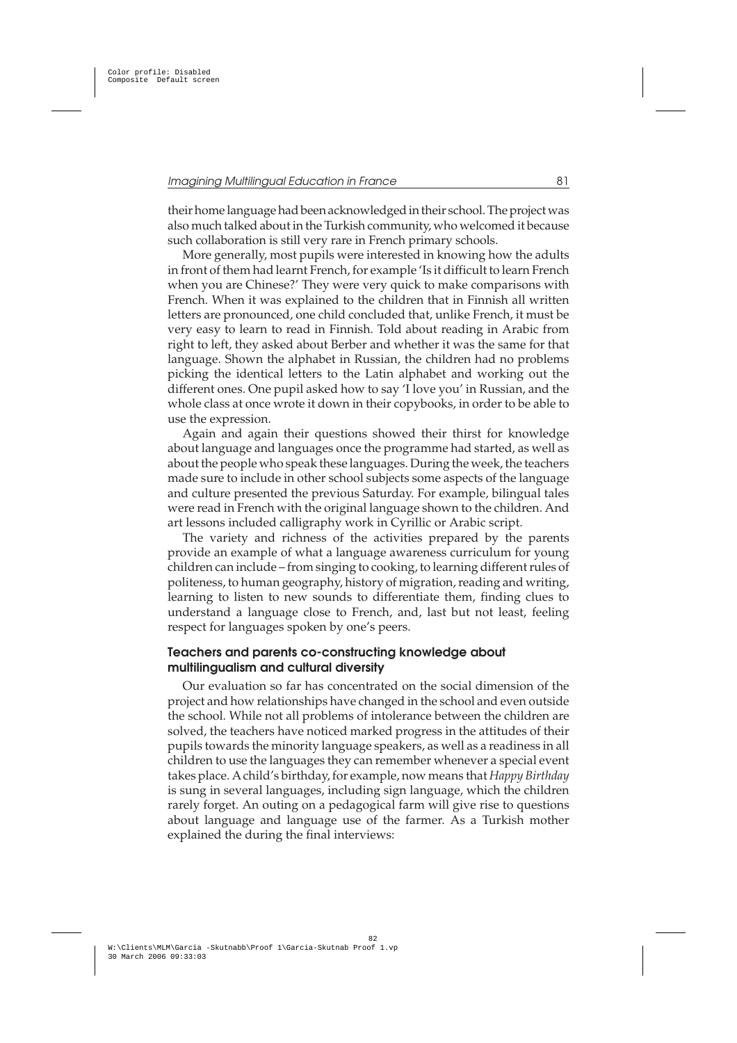their home language had been acknowledged in their school. The project was also much talked about in the Turkish community, who welcomed it because such collaboration is still very rare in French primary schools.

More generally, most pupils were interested in knowing how the adults in front of them had learnt French, for example 'Is it difficult to learn French when you are Chinese?' They were very quick to make comparisons with French. When it was explained to the children that in Finnish all written letters are pronounced, one child concluded that, unlike French, it must be very easy to learn to read in Finnish. Told about reading in Arabic from right to left, they asked about Berber and whether it was the same for that language. Shown the alphabet in Russian, the children had no problems picking the identical letters to the Latin alphabet and working out the different ones. One pupil asked how to say 'I love you' in Russian, and the whole class at once wrote it down in their copybooks, in order to be able to use the expression.

Again and again their questions showed their thirst for knowledge about language and languages once the programme had started, as well as about the people who speak these languages. During the week, the teachers made sure to include in other school subjects some aspects of the language and culture presented the previous Saturday. For example, bilingual tales were read in French with the original language shown to the children. And art lessons included calligraphy work in Cyrillic or Arabic script.

The variety and richness of the activities prepared by the parents provide an example of what a language awareness curriculum for young children can include – from singing to cooking, to learning different rules of politeness, to human geography, history of migration, reading and writing, learning to listen to new sounds to differentiate them, finding clues to understand a language close to French, and, last but not least, feeling respect for languages spoken by one's peers.

### Teachers and parents co-constructing knowledge about multilingualism and cultural diversity

Our evaluation so far has concentrated on the social dimension of the project and how relationships have changed in the school and even outside the school. While not all problems of intolerance between the children are solved, the teachers have noticed marked progress in the attitudes of their pupils towards the minority language speakers, as well as a readiness in all children to use the languages they can remember whenever a special event takes place. A child's birthday, for example, now means that *Happy Birthday* is sung in several languages, including sign language, which the children rarely forget. An outing on a pedagogical farm will give rise to questions about language and language use of the farmer. As a Turkish mother explained the during the final interviews: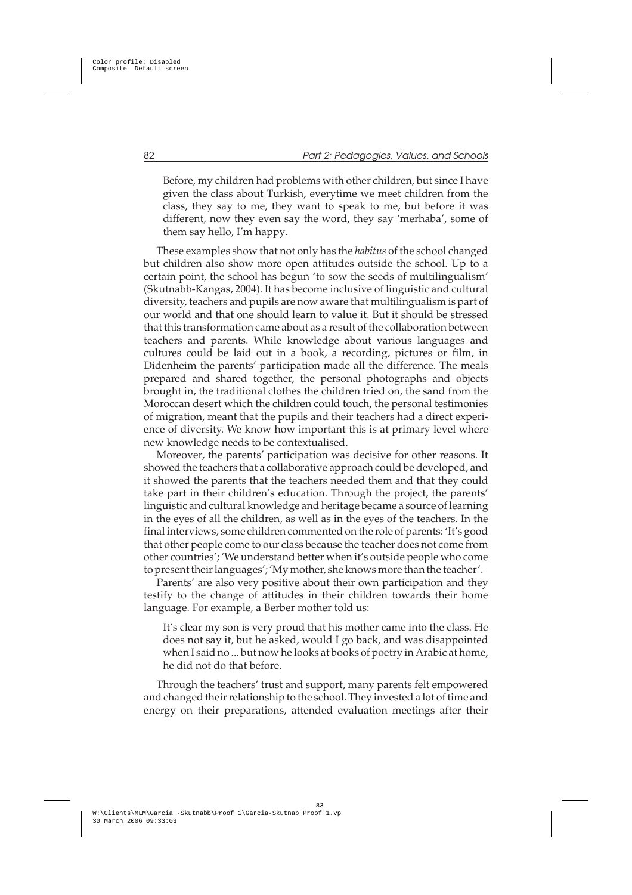> Before, my children had problems with other children, but since I have given the class about Turkish, everytime we meet children from the class, they say to me, they want to speak to me, but before it was different, now they even say the word, they say 'merhaba', some of them say hello, I'm happy.

These examples show that not only has the *habitus* of the school changed but children also show more open attitudes outside the school. Up to a certain point, the school has begun 'to sow the seeds of multilingualism' (Skutnabb-Kangas, 2004). It has become inclusive of linguistic and cultural diversity, teachers and pupils are now aware that multilingualism is part of our world and that one should learn to value it. But it should be stressed that this transformation came about as a result of the collaboration between teachers and parents. While knowledge about various languages and cultures could be laid out in a book, a recording, pictures or film, in Didenheim the parents' participation made all the difference. The meals prepared and shared together, the personal photographs and objects brought in, the traditional clothes the children tried on, the sand from the Moroccan desert which the children could touch, the personal testimonies of migration, meant that the pupils and their teachers had a direct experience of diversity. We know how important this is at primary level where new knowledge needs to be contextualised.

Moreover, the parents' participation was decisive for other reasons. It showed the teachers that a collaborative approach could be developed, and it showed the parents that the teachers needed them and that they could take part in their children's education. Through the project, the parents' linguistic and cultural knowledge and heritage became a source of learning in the eyes of all the children, as well as in the eyes of the teachers. In the final interviews, some children commented on the role of parents: 'It's good that other people come to our class because the teacher does not come from other countries'; 'We understand better when it's outside people who come to present their languages'; 'My mother, she knows more than the teacher'.

Parents' are also very positive about their own participation and they testify to the change of attitudes in their children towards their home language. For example, a Berber mother told us:

> It's clear my son is very proud that his mother came into the class. He does not say it, but he asked, would I go back, and was disappointed when I said no ... but now he looks at books of poetry in Arabic at home, he did not do that before.

Through the teachers' trust and support, many parents felt empowered and changed their relationship to the school. They invested a lot of time and energy on their preparations, attended evaluation meetings after their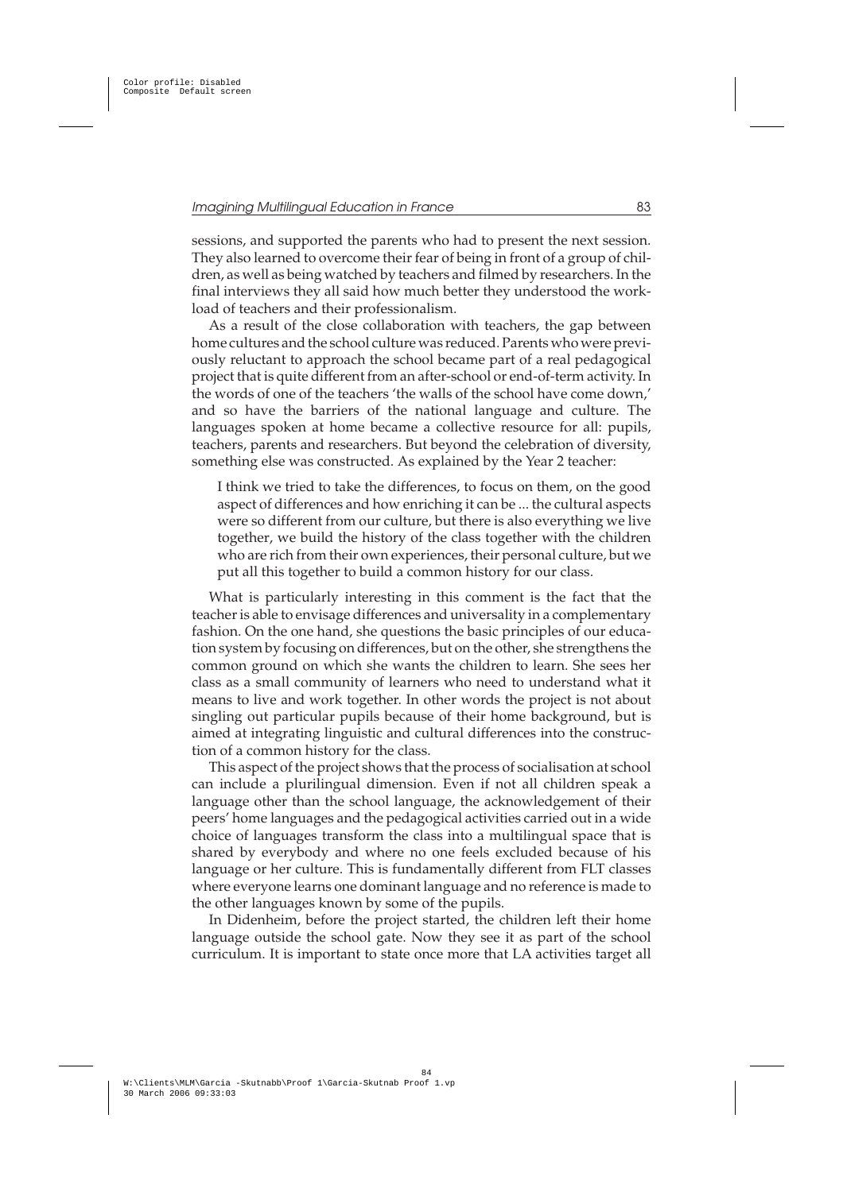sessions, and supported the parents who had to present the next session. They also learned to overcome their fear of being in front of a group of children, as well as being watched by teachers and filmed by researchers. In the final interviews they all said how much better they understood the workload of teachers and their professionalism.

As a result of the close collaboration with teachers, the gap between home cultures and the school culture was reduced. Parents who were previously reluctant to approach the school became part of a real pedagogical project that is quite different from an after-school or end-of-term activity. In the words of one of the teachers 'the walls of the school have come down,' and so have the barriers of the national language and culture. The languages spoken at home became a collective resource for all: pupils, teachers, parents and researchers. But beyond the celebration of diversity, something else was constructed. As explained by the Year 2 teacher:

> I think we tried to take the differences, to focus on them, on the good aspect of differences and how enriching it can be ... the cultural aspects were so different from our culture, but there is also everything we live together, we build the history of the class together with the children who are rich from their own experiences, their personal culture, but we put all this together to build a common history for our class.

What is particularly interesting in this comment is the fact that the teacher is able to envisage differences and universality in a complementary fashion. On the one hand, she questions the basic principles of our education system by focusing on differences, but on the other, she strengthens the common ground on which she wants the children to learn. She sees her class as a small community of learners who need to understand what it means to live and work together. In other words the project is not about singling out particular pupils because of their home background, but is aimed at integrating linguistic and cultural differences into the construction of a common history for the class.

This aspect of the project shows that the process of socialisation at school can include a plurilingual dimension. Even if not all children speak a language other than the school language, the acknowledgement of their peers' home languages and the pedagogical activities carried out in a wide choice of languages transform the class into a multilingual space that is shared by everybody and where no one feels excluded because of his language or her culture. This is fundamentally different from FLT classes where everyone learns one dominant language and no reference is made to the other languages known by some of the pupils.

In Didenheim, before the project started, the children left their home language outside the school gate. Now they see it as part of the school curriculum. It is important to state once more that LA activities target all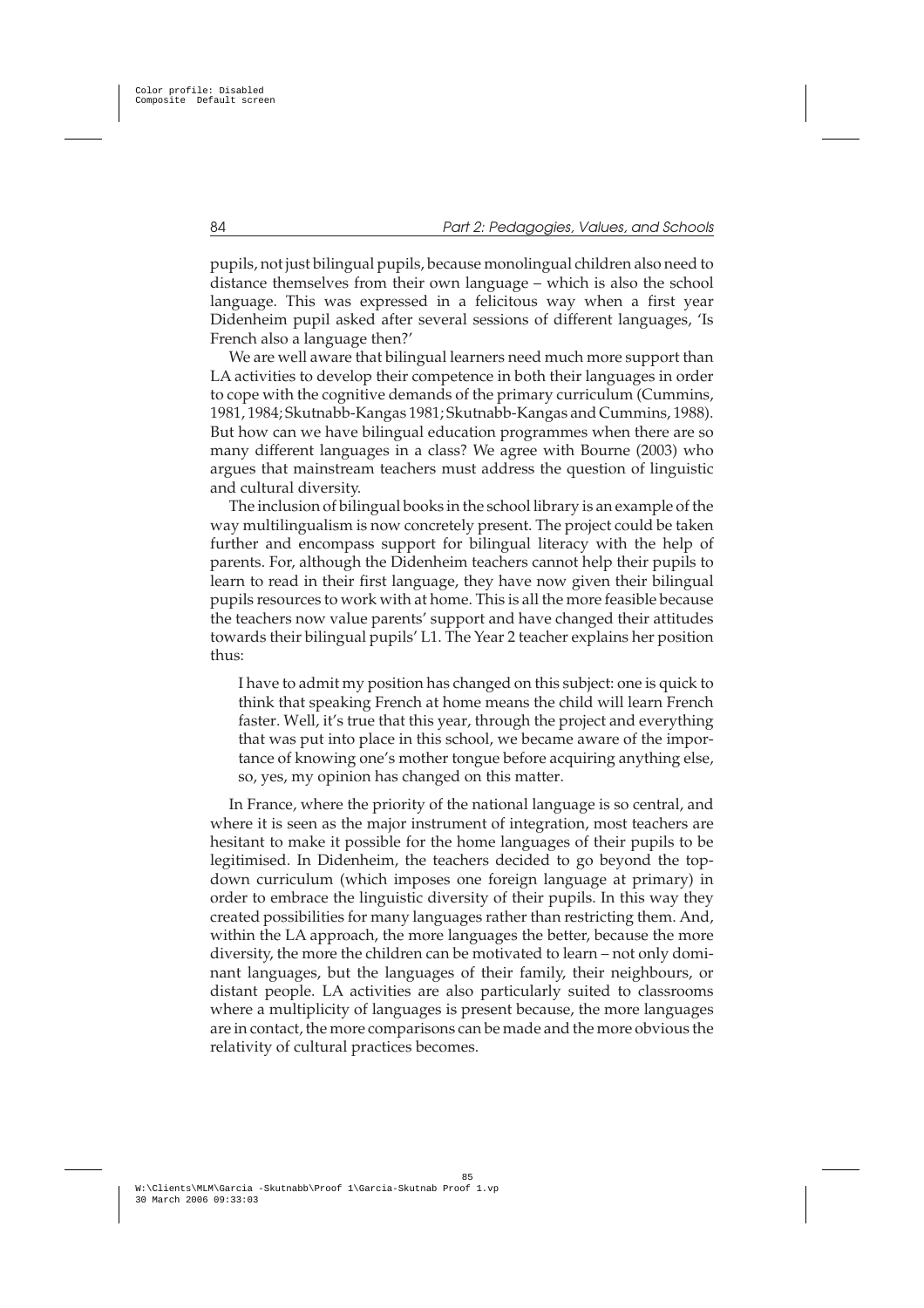pupils, not just bilingual pupils, because monolingual children also need to distance themselves from their own language – which is also the school language. This was expressed in a felicitous way when a first year Didenheim pupil asked after several sessions of different languages, 'Is French also a language then?'

We are well aware that bilingual learners need much more support than LA activities to develop their competence in both their languages in order to cope with the cognitive demands of the primary curriculum (Cummins, 1981, 1984; Skutnabb-Kangas 1981; Skutnabb-Kangas and Cummins, 1988). But how can we have bilingual education programmes when there are so many different languages in a class? We agree with Bourne (2003) who argues that mainstream teachers must address the question of linguistic and cultural diversity.

The inclusion of bilingual books in the school library is an example of the way multilingualism is now concretely present. The project could be taken further and encompass support for bilingual literacy with the help of parents. For, although the Didenheim teachers cannot help their pupils to learn to read in their first language, they have now given their bilingual pupils resources to work with at home. This is all the more feasible because the teachers now value parents' support and have changed their attitudes towards their bilingual pupils' L1. The Year 2 teacher explains her position thus:

> I have to admit my position has changed on this subject: one is quick to think that speaking French at home means the child will learn French faster. Well, it's true that this year, through the project and everything that was put into place in this school, we became aware of the importance of knowing one's mother tongue before acquiring anything else, so, yes, my opinion has changed on this matter.

In France, where the priority of the national language is so central, and where it is seen as the major instrument of integration, most teachers are hesitant to make it possible for the home languages of their pupils to be legitimised. In Didenheim, the teachers decided to go beyond the top-down curriculum (which imposes one foreign language at primary) in order to embrace the linguistic diversity of their pupils. In this way they created possibilities for many languages rather than restricting them. And, within the LA approach, the more languages the better, because the more diversity, the more the children can be motivated to learn – not only dominant languages, but the languages of their family, their neighbours, or distant people. LA activities are also particularly suited to classrooms where a multiplicity of languages is present because, the more languages are in contact, the more comparisons can be made and the more obvious the relativity of cultural practices becomes.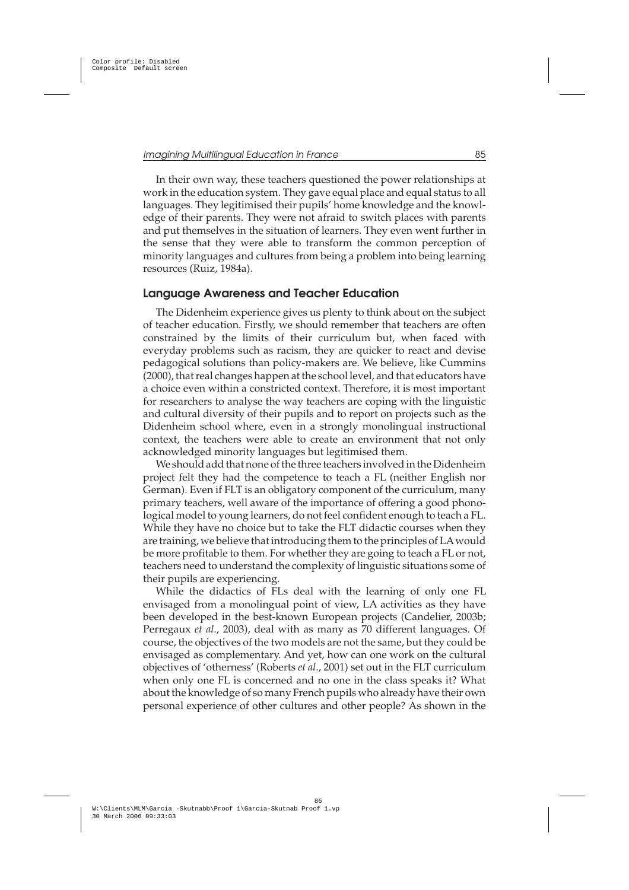In their own way, these teachers questioned the power relationships at work in the education system. They gave equal place and equal status to all languages. They legitimised their pupils' home knowledge and the knowledge of their parents. They were not afraid to switch places with parents and put themselves in the situation of learners. They even went further in the sense that they were able to transform the common perception of minority languages and cultures from being a problem into being learning resources (Ruiz, 1984a).

## Language Awareness and Teacher Education

The Didenheim experience gives us plenty to think about on the subject of teacher education. Firstly, we should remember that teachers are often constrained by the limits of their curriculum but, when faced with everyday problems such as racism, they are quicker to react and devise pedagogical solutions than policy-makers are. We believe, like Cummins (2000), that real changes happen at the school level, and that educators have a choice even within a constricted context. Therefore, it is most important for researchers to analyse the way teachers are coping with the linguistic and cultural diversity of their pupils and to report on projects such as the Didenheim school where, even in a strongly monolingual instructional context, the teachers were able to create an environment that not only acknowledged minority languages but legitimised them.

We should add that none of the three teachers involved in the Didenheim project felt they had the competence to teach a FL (neither English nor German). Even if FLT is an obligatory component of the curriculum, many primary teachers, well aware of the importance of offering a good phonological model to young learners, do not feel confident enough to teach a FL. While they have no choice but to take the FLT didactic courses when they are training, we believe that introducing them to the principles of LA would be more profitable to them. For whether they are going to teach a FL or not, teachers need to understand the complexity of linguistic situations some of their pupils are experiencing.

While the didactics of FLs deal with the learning of only one FL envisaged from a monolingual point of view, LA activities as they have been developed in the best-known European projects (Candelier, 2003b; Perregaux *et al*., 2003), deal with as many as 70 different languages. Of course, the objectives of the two models are not the same, but they could be envisaged as complementary. And yet, how can one work on the cultural objectives of 'otherness' (Roberts *et al*., 2001) set out in the FLT curriculum when only one FL is concerned and no one in the class speaks it? What about the knowledge of so many French pupils who already have their own personal experience of other cultures and other people? As shown in the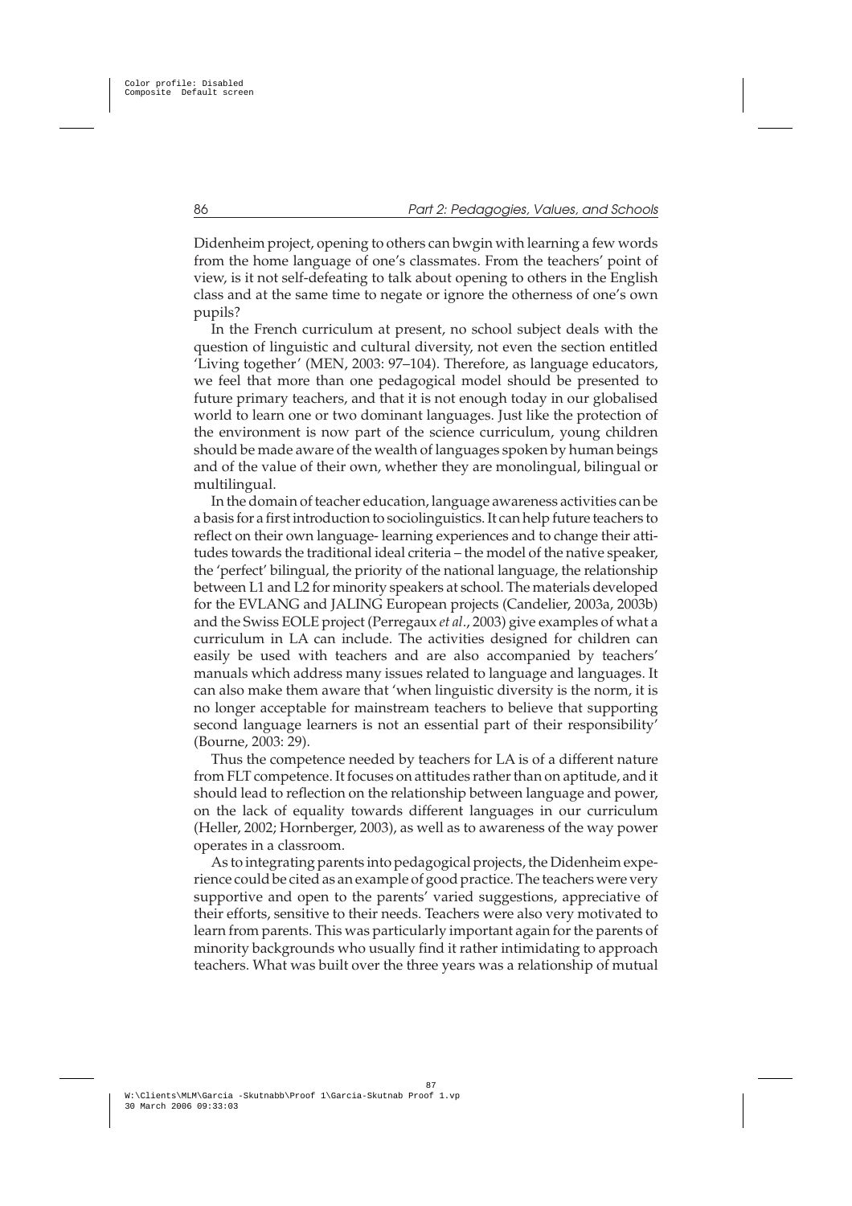Didenheim project, opening to others can bwgin with learning a few words from the home language of one's classmates. From the teachers' point of view, is it not self-defeating to talk about opening to others in the English class and at the same time to negate or ignore the otherness of one's own pupils?

In the French curriculum at present, no school subject deals with the question of linguistic and cultural diversity, not even the section entitled 'Living together' (MEN, 2003: 97–104). Therefore, as language educators, we feel that more than one pedagogical model should be presented to future primary teachers, and that it is not enough today in our globalised world to learn one or two dominant languages. Just like the protection of the environment is now part of the science curriculum, young children should be made aware of the wealth of languages spoken by human beings and of the value of their own, whether they are monolingual, bilingual or multilingual.

In the domain of teacher education, language awareness activities can be a basis for a first introduction to sociolinguistics. It can help future teachers to reflect on their own language- learning experiences and to change their attitudes towards the traditional ideal criteria – the model of the native speaker, the 'perfect' bilingual, the priority of the national language, the relationship between L1 and L2 for minority speakers at school. The materials developed for the EVLANG and JALING European projects (Candelier, 2003a, 2003b) and the Swiss EOLE project (Perregaux *et al.*, 2003) give examples of what a curriculum in LA can include. The activities designed for children can easily be used with teachers and are also accompanied by teachers' manuals which address many issues related to language and languages. It can also make them aware that 'when linguistic diversity is the norm, it is no longer acceptable for mainstream teachers to believe that supporting second language learners is not an essential part of their responsibility' (Bourne, 2003: 29).

Thus the competence needed by teachers for LA is of a different nature from FLT competence. It focuses on attitudes rather than on aptitude, and it should lead to reflection on the relationship between language and power, on the lack of equality towards different languages in our curriculum (Heller, 2002; Hornberger, 2003), as well as to awareness of the way power operates in a classroom.

As to integrating parents into pedagogical projects, the Didenheim experience could be cited as an example of good practice. The teachers were very supportive and open to the parents' varied suggestions, appreciative of their efforts, sensitive to their needs. Teachers were also very motivated to learn from parents. This was particularly important again for the parents of minority backgrounds who usually find it rather intimidating to approach teachers. What was built over the three years was a relationship of mutual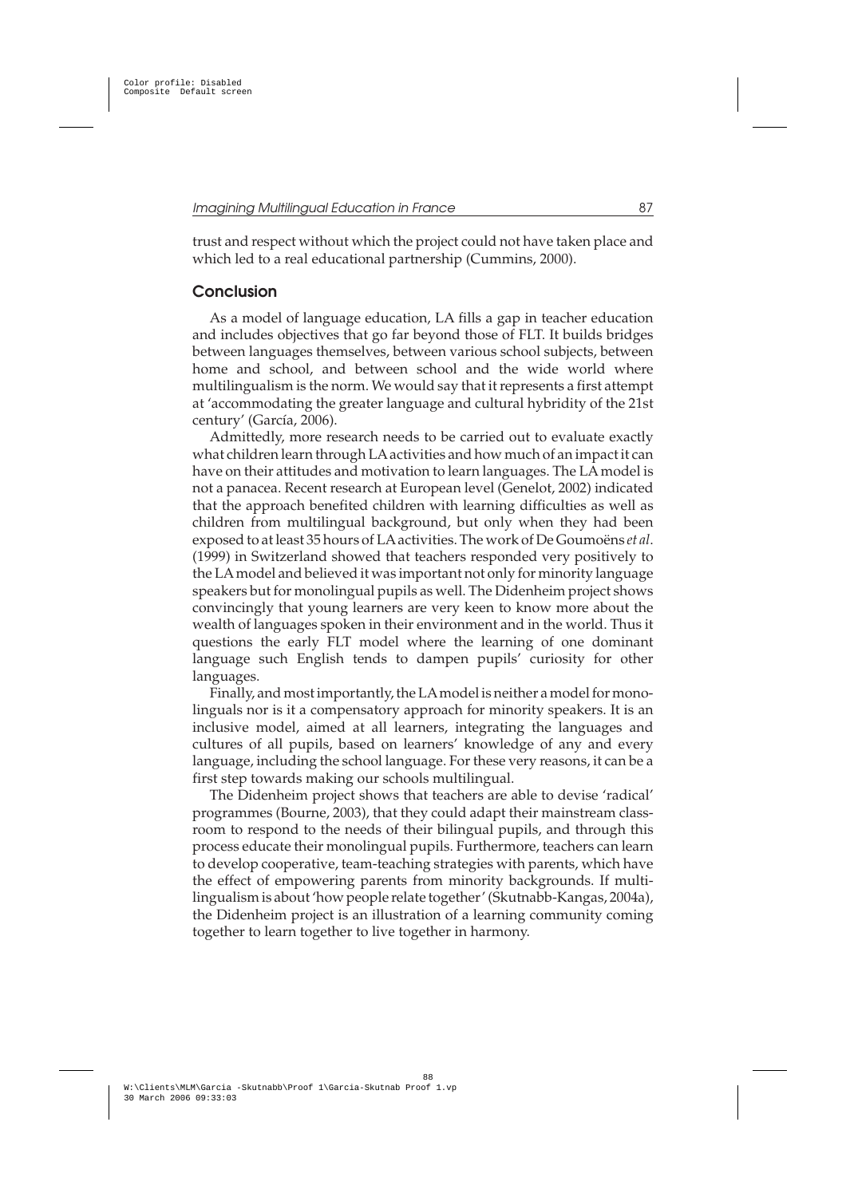trust and respect without which the project could not have taken place and which led to a real educational partnership (Cummins, 2000).

## Conclusion

As a model of language education, LA fills a gap in teacher education and includes objectives that go far beyond those of FLT. It builds bridges between languages themselves, between various school subjects, between home and school, and between school and the wide world where multilingualism is the norm. We would say that it represents a first attempt at 'accommodating the greater language and cultural hybridity of the 21st century' (García, 2006).

Admittedly, more research needs to be carried out to evaluate exactly what children learn through LA activities and how much of an impact it can have on their attitudes and motivation to learn languages. The LA model is not a panacea. Recent research at European level (Genelot, 2002) indicated that the approach benefited children with learning difficulties as well as children from multilingual background, but only when they had been exposed to at least 35 hours of LA activities. The work of De Goumoëns *et al*. (1999) in Switzerland showed that teachers responded very positively to the LA model and believed it was important not only for minority language speakers but for monolingual pupils as well. The Didenheim project shows convincingly that young learners are very keen to know more about the wealth of languages spoken in their environment and in the world. Thus it questions the early FLT model where the learning of one dominant language such English tends to dampen pupils' curiosity for other languages.

Finally, and most importantly, the LA model is neither a model for monolinguals nor is it a compensatory approach for minority speakers. It is an inclusive model, aimed at all learners, integrating the languages and cultures of all pupils, based on learners' knowledge of any and every language, including the school language. For these very reasons, it can be a first step towards making our schools multilingual.

The Didenheim project shows that teachers are able to devise 'radical' programmes (Bourne, 2003), that they could adapt their mainstream classroom to respond to the needs of their bilingual pupils, and through this process educate their monolingual pupils. Furthermore, teachers can learn to develop cooperative, team-teaching strategies with parents, which have the effect of empowering parents from minority backgrounds. If multilingualism is about 'how people relate together' (Skutnabb-Kangas, 2004a), the Didenheim project is an illustration of a learning community coming together to learn together to live together in harmony.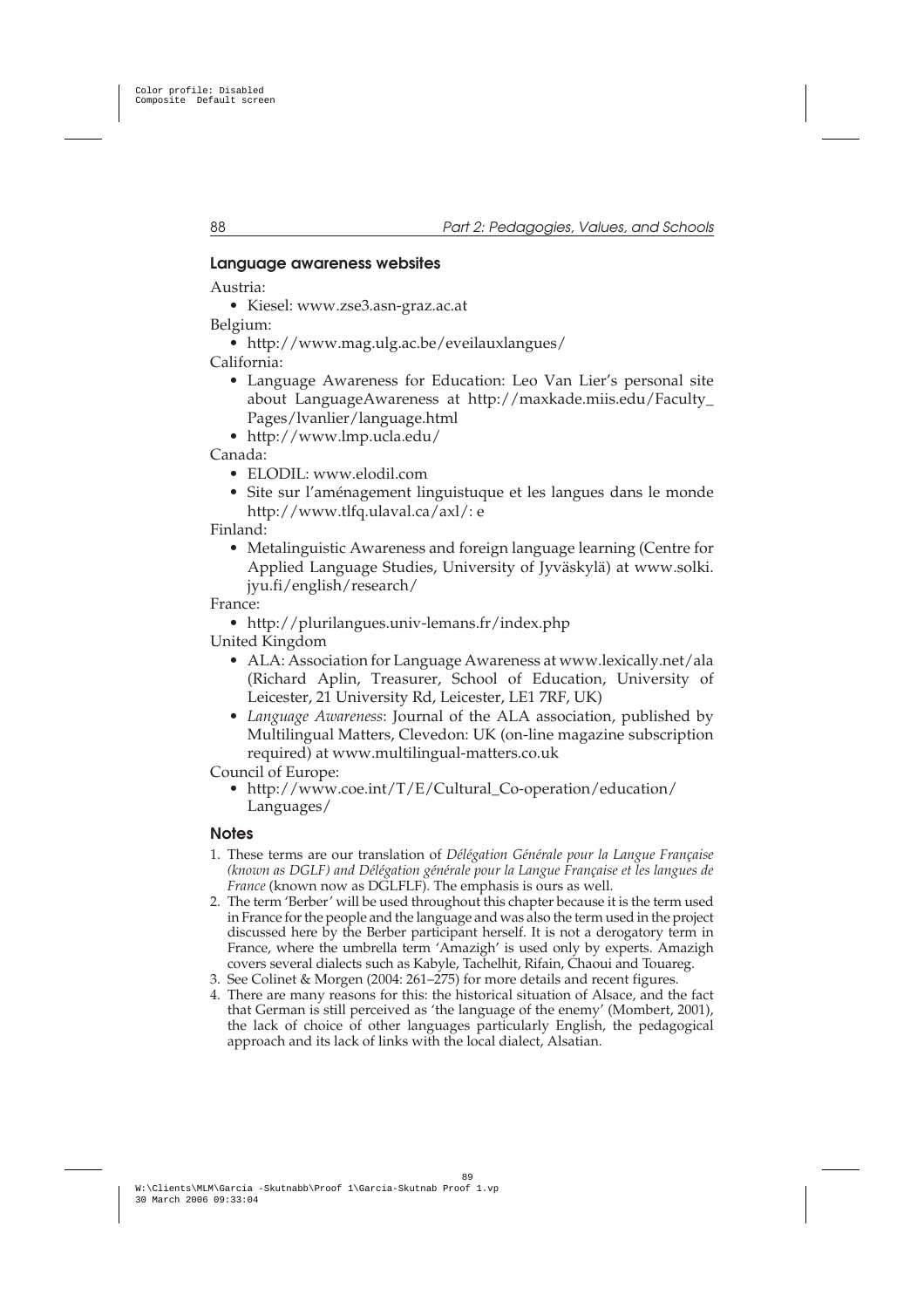### Language awareness websites

Austria:

- Kiesel: www.zse3.asn-graz.ac.at

Belgium:

- http://www.mag.ulg.ac.be/eveilauxlangues/

California:

- Language Awareness for Education: Leo Van Lier's personal site about LanguageAwareness at http://maxkade.miis.edu/Faculty_Pages/lvanlier/language.html
- http://www.lmp.ucla.edu/

Canada:

- ELODIL: www.elodil.com
- Site sur l'aménagement linguistuque et les langues dans le monde http://www.tlfq.ulaval.ca/axl/: e

Finland:

- Metalinguistic Awareness and foreign language learning (Centre for Applied Language Studies, University of Jyväskylä) at www.solki.jyu.fi/english/research/

France:

- http://plurilangues.univ-lemans.fr/index.php

United Kingdom

- ALA: Association for Language Awareness at www.lexically.net/ala (Richard Aplin, Treasurer, School of Education, University of Leicester, 21 University Rd, Leicester, LE1 7RF, UK)
- *Language Awareness*: Journal of the ALA association, published by Multilingual Matters, Clevedon: UK (on-line magazine subscription required) at www.multilingual-matters.co.uk

Council of Europe:

- http://www.coe.int/T/E/Cultural_Co-operation/education/Languages/

### Notes

1. These terms are our translation of *Délégation Générale pour la Langue Française (known as DGLF) and Délégation générale pour la Langue Française et les langues de France* (known now as DGLFLF). The emphasis is ours as well.
2. The term 'Berber' will be used throughout this chapter because it is the term used in France for the people and the language and was also the term used in the project discussed here by the Berber participant herself. It is not a derogatory term in France, where the umbrella term 'Amazigh' is used only by experts. Amazigh covers several dialects such as Kabyle, Tachelhit, Rifain, Chaoui and Touareg.
3. See Colinet & Morgen (2004: 261–275) for more details and recent figures.
4. There are many reasons for this: the historical situation of Alsace, and the fact that German is still perceived as 'the language of the enemy' (Mombert, 2001), the lack of choice of other languages particularly English, the pedagogical approach and its lack of links with the local dialect, Alsatian.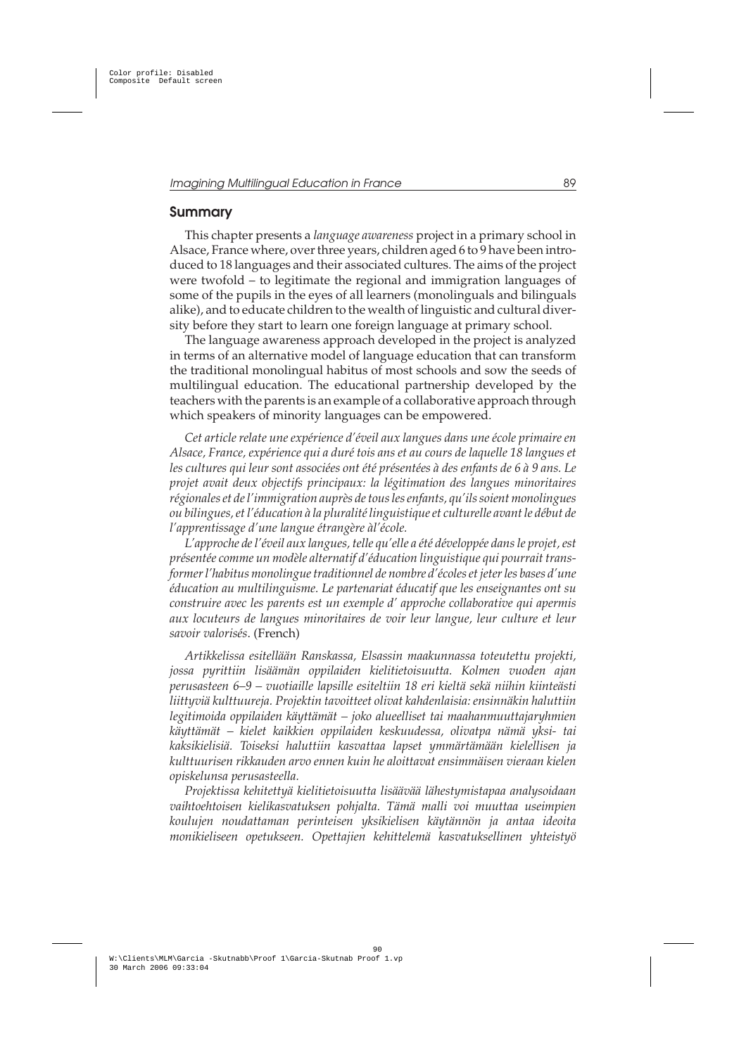## Summary

This chapter presents a *language awareness* project in a primary school in Alsace, France where, over three years, children aged 6 to 9 have been introduced to 18 languages and their associated cultures. The aims of the project were twofold – to legitimate the regional and immigration languages of some of the pupils in the eyes of all learners (monolinguals and bilinguals alike), and to educate children to the wealth of linguistic and cultural diversity before they start to learn one foreign language at primary school.

The language awareness approach developed in the project is analyzed in terms of an alternative model of language education that can transform the traditional monolingual habitus of most schools and sow the seeds of multilingual education. The educational partnership developed by the teachers with the parents is an example of a collaborative approach through which speakers of minority languages can be empowered.

*Cet article relate une expérience d'éveil aux langues dans une école primaire en Alsace, France, expérience qui a duré tois ans et au cours de laquelle 18 langues et les cultures qui leur sont associées ont été présentées à des enfants de 6 à 9 ans. Le projet avait deux objectifs principaux: la légitimation des langues minoritaires régionales et de l'immigration auprès de tous les enfants, qu'ils soient monolingues ou bilingues, et l'éducation à la pluralité linguistique et culturelle avant le début de l'apprentissage d'une langue étrangère àl'école.*

*L'approche de l'éveil aux langues, telle qu'elle a été développée dans le projet, est présentée comme un modèle alternatif d'éducation linguistique qui pourrait transformer l'habitus monolingue traditionnel de nombre d'écoles et jeter les bases d'une éducation au multilinguisme. Le partenariat éducatif que les enseignantes ont su construire avec les parents est un exemple d' approche collaborative qui apermis aux locuteurs de langues minoritaires de voir leur langue, leur culture et leur savoir valorisés*. (French)

*Artikkelissa esitellään Ranskassa, Elsassin maakunnassa toteutettu projekti, jossa pyrittiin lisäämän oppilaiden kielitietoisuutta. Kolmen vuoden ajan perusasteen 6–9 – vuotiaille lapsille esiteltiin 18 eri kieltä sekä niihin kiinteästi liittyviä kulttuureja. Projektin tavoitteet olivat kahdenlaisia: ensinnäkin haluttiin legitimoida oppilaiden käyttämät – joko alueelliset tai maahanmuuttajaryhmien käyttämät – kielet kaikkien oppilaiden keskuudessa, olivatpa nämä yksi- tai kaksikielisiä. Toiseksi haluttiin kasvattaa lapset ymmärtämään kielellisen ja kulttuurisen rikkauden arvo ennen kuin he aloittavat ensimmäisen vieraan kielen opiskelunsa perusasteella.*

*Projektissa kehitettyä kielitietoisuutta lisäävää lähestymistapaa analysoidaan vaihtoehtoisen kielikasvatuksen pohjalta. Tämä malli voi muuttaa useimpien koulujen noudattaman perinteisen yksikielisen käytännön ja antaa ideoita monikieliseen opetukseen. Opettajien kehittelemä kasvatuksellinen yhteistyö*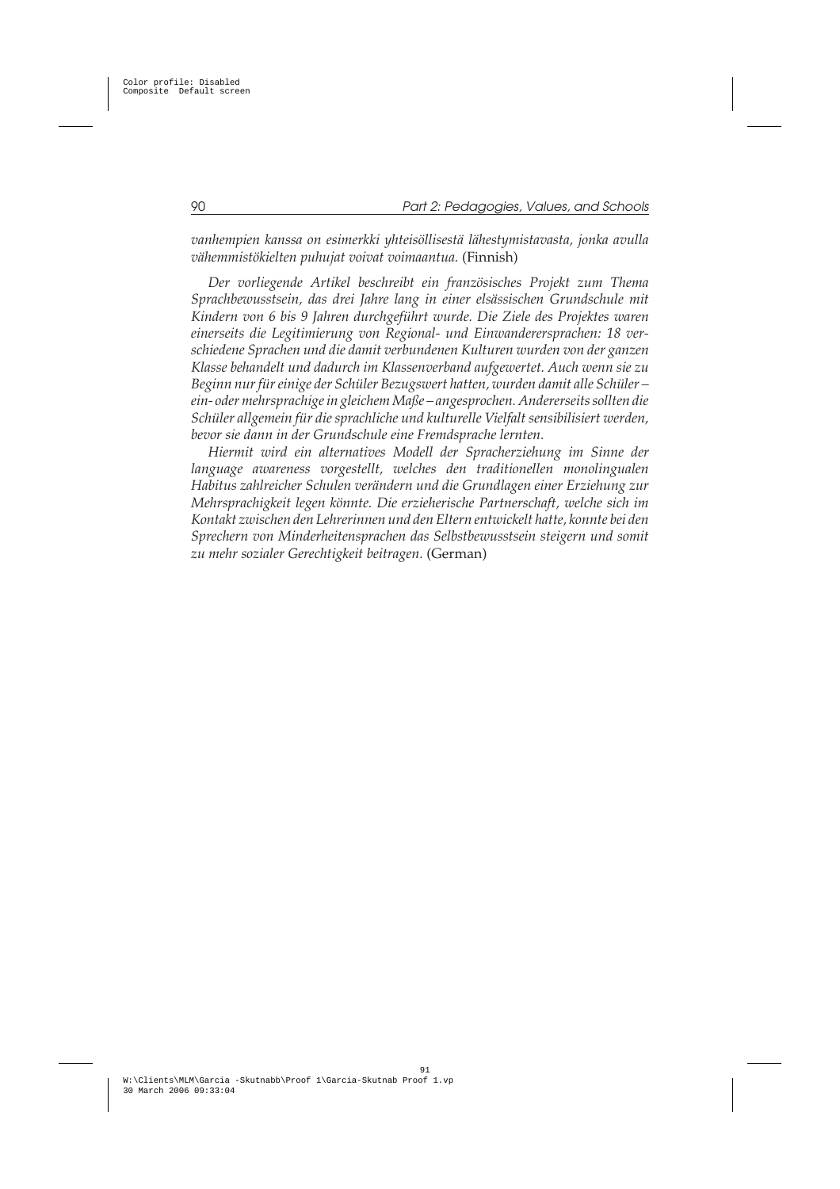*vanhempien kanssa on esimerkki yhteisöllisestä lähestymistavasta, jonka avulla vähemmistökielten puhujat voivat voimaantua.* (Finnish)

*Der vorliegende Artikel beschreibt ein französisches Projekt zum Thema Sprachbewusstsein, das drei Jahre lang in einer elsässischen Grundschule mit Kindern von 6 bis 9 Jahren durchgeführt wurde. Die Ziele des Projektes waren einerseits die Legitimierung von Regional- und Einwanderersprachen: 18 verschiedene Sprachen und die damit verbundenen Kulturen wurden von der ganzen Klasse behandelt und dadurch im Klassenverband aufgewertet. Auch wenn sie zu Beginn nur für einige der Schüler Bezugswert hatten, wurden damit alle Schüler – ein- oder mehrsprachige in gleichem Maße – angesprochen. Andererseits sollten die Schüler allgemein für die sprachliche und kulturelle Vielfalt sensibilisiert werden, bevor sie dann in der Grundschule eine Fremdsprache lernten.*

*Hiermit wird ein alternatives Modell der Spracherziehung im Sinne der language awareness vorgestellt, welches den traditionellen monolingualen Habitus zahlreicher Schulen verändern und die Grundlagen einer Erziehung zur Mehrsprachigkeit legen könnte. Die erzieherische Partnerschaft, welche sich im Kontakt zwischen den Lehrerinnen und den Eltern entwickelt hatte, konnte bei den Sprechern von Minderheitensprachen das Selbstbewusstsein steigern und somit zu mehr sozialer Gerechtigkeit beitragen.* (German)